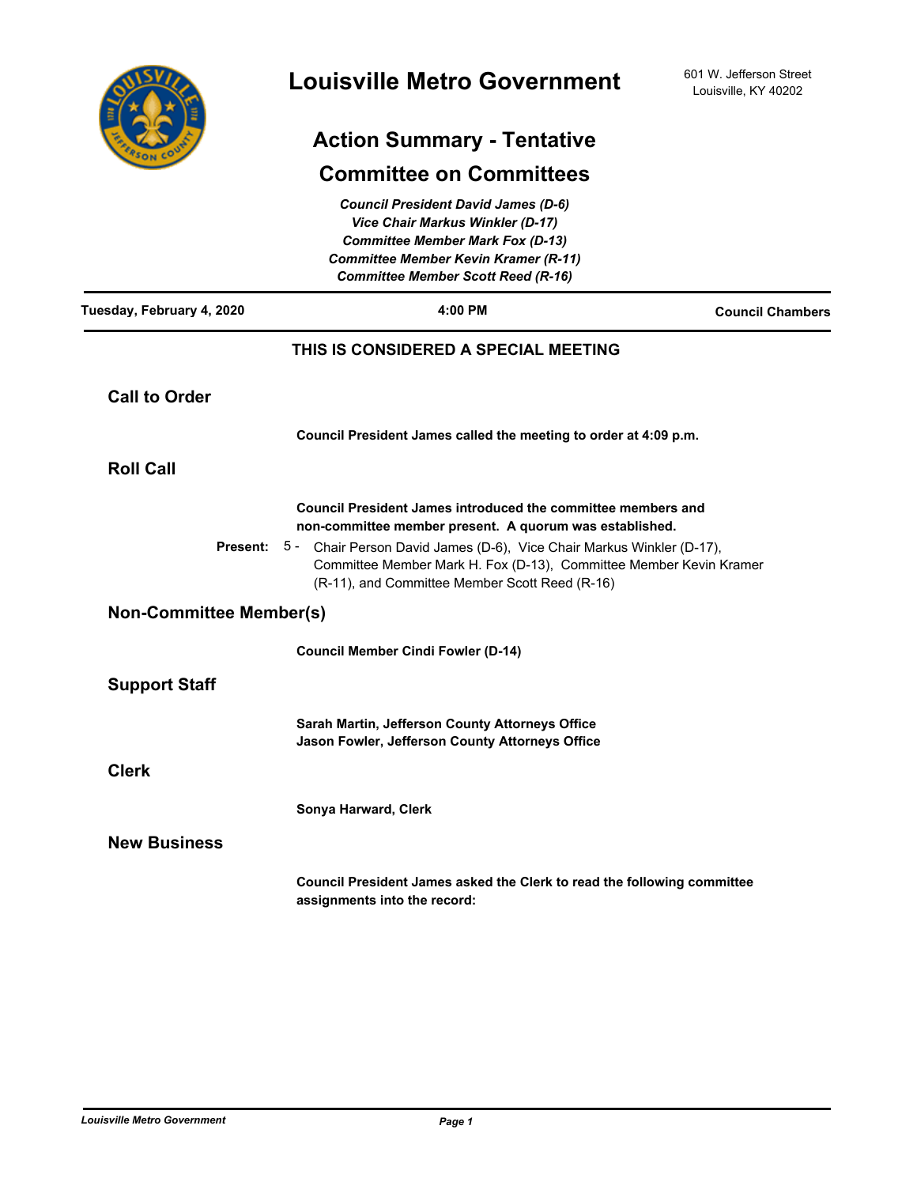# Louisville Metro Government

601 W. Jefferson Street
Louisville, KY 40202

## Action Summary - Tentative

## Committee on Committees

*Council President David James (D-6)*
*Vice Chair Markus Winkler (D-17)*
*Committee Member Mark Fox (D-13)*
*Committee Member Kevin Kramer (R-11)*
*Committee Member Scott Reed (R-16)*

**Tuesday, February 4, 2020** | **4:00 PM** | **Council Chambers**

**THIS IS CONSIDERED A SPECIAL MEETING**

### Call to Order

**Council President James called the meeting to order at 4:09 p.m.**

### Roll Call

**Council President James introduced the committee members and non-committee member present. A quorum was established.**

**Present:** 5 - Chair Person David James (D-6), Vice Chair Markus Winkler (D-17), Committee Member Mark H. Fox (D-13), Committee Member Kevin Kramer (R-11), and Committee Member Scott Reed (R-16)

### Non-Committee Member(s)

**Council Member Cindi Fowler (D-14)**

### Support Staff

**Sarah Martin, Jefferson County Attorneys Office**
**Jason Fowler, Jefferson County Attorneys Office**

### Clerk

**Sonya Harward, Clerk**

### New Business

**Council President James asked the Clerk to read the following committee assignments into the record:**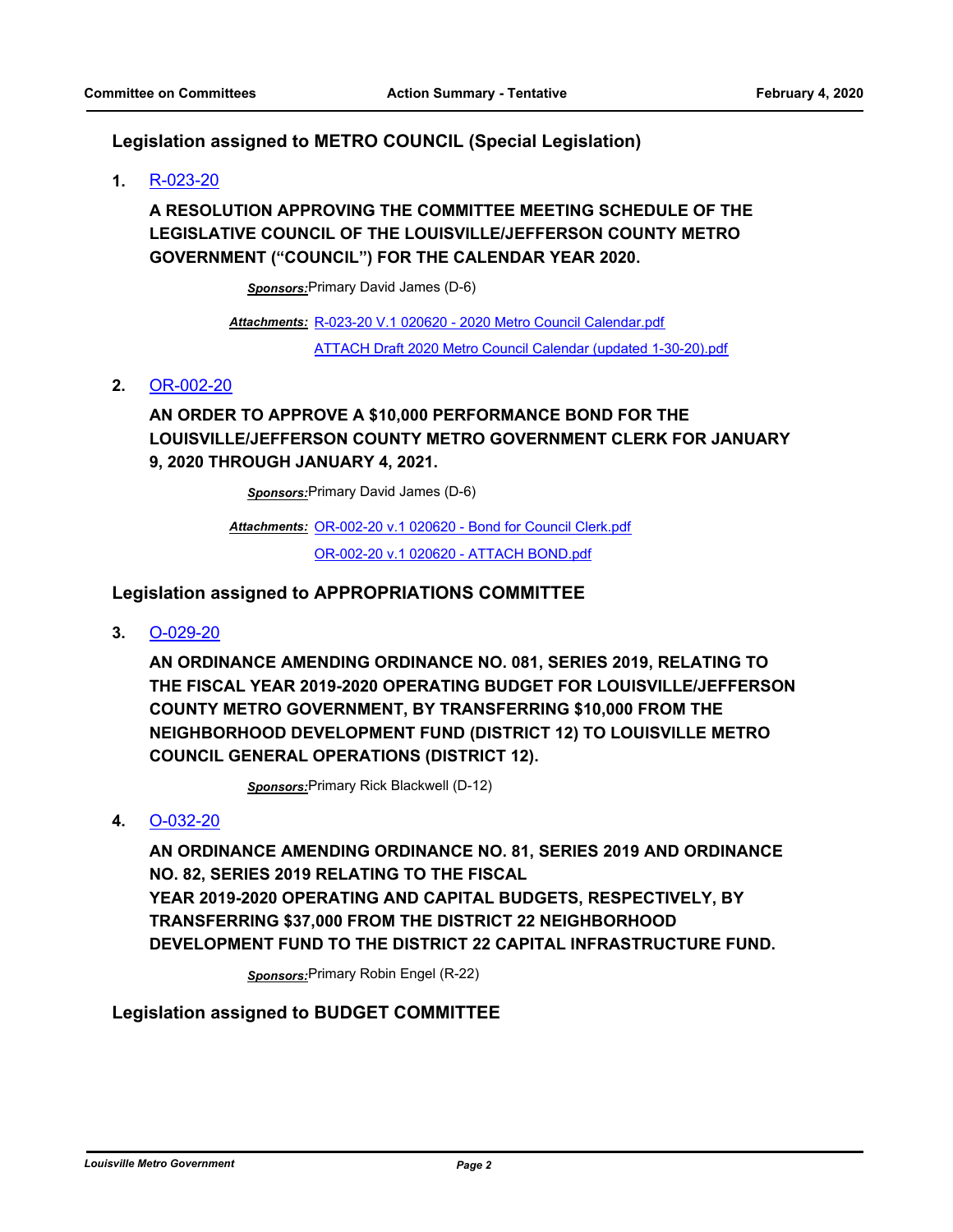## Legislation assigned to METRO COUNCIL (Special Legislation)

**1.** R-023-20

**A RESOLUTION APPROVING THE COMMITTEE MEETING SCHEDULE OF THE LEGISLATIVE COUNCIL OF THE LOUISVILLE/JEFFERSON COUNTY METRO GOVERNMENT ("COUNCIL") FOR THE CALENDAR YEAR 2020.**

***Sponsors:*** Primary David James (D-6)

***Attachments:*** R-023-20 V.1 020620 - 2020 Metro Council Calendar.pdf
ATTACH Draft 2020 Metro Council Calendar (updated 1-30-20).pdf

**2.** OR-002-20

**AN ORDER TO APPROVE A $10,000 PERFORMANCE BOND FOR THE LOUISVILLE/JEFFERSON COUNTY METRO GOVERNMENT CLERK FOR JANUARY 9, 2020 THROUGH JANUARY 4, 2021.**

***Sponsors:*** Primary David James (D-6)

***Attachments:*** OR-002-20 v.1 020620 - Bond for Council Clerk.pdf
OR-002-20 v.1 020620 - ATTACH BOND.pdf

## Legislation assigned to APPROPRIATIONS COMMITTEE

**3.** O-029-20

**AN ORDINANCE AMENDING ORDINANCE NO. 081, SERIES 2019, RELATING TO THE FISCAL YEAR 2019-2020 OPERATING BUDGET FOR LOUISVILLE/JEFFERSON COUNTY METRO GOVERNMENT, BY TRANSFERRING $10,000 FROM THE NEIGHBORHOOD DEVELOPMENT FUND (DISTRICT 12) TO LOUISVILLE METRO COUNCIL GENERAL OPERATIONS (DISTRICT 12).**

***Sponsors:*** Primary Rick Blackwell (D-12)

**4.** O-032-20

**AN ORDINANCE AMENDING ORDINANCE NO. 81, SERIES 2019 AND ORDINANCE NO. 82, SERIES 2019 RELATING TO THE FISCAL YEAR 2019-2020 OPERATING AND CAPITAL BUDGETS, RESPECTIVELY, BY TRANSFERRING $37,000 FROM THE DISTRICT 22 NEIGHBORHOOD DEVELOPMENT FUND TO THE DISTRICT 22 CAPITAL INFRASTRUCTURE FUND.**

***Sponsors:*** Primary Robin Engel (R-22)

## Legislation assigned to BUDGET COMMITTEE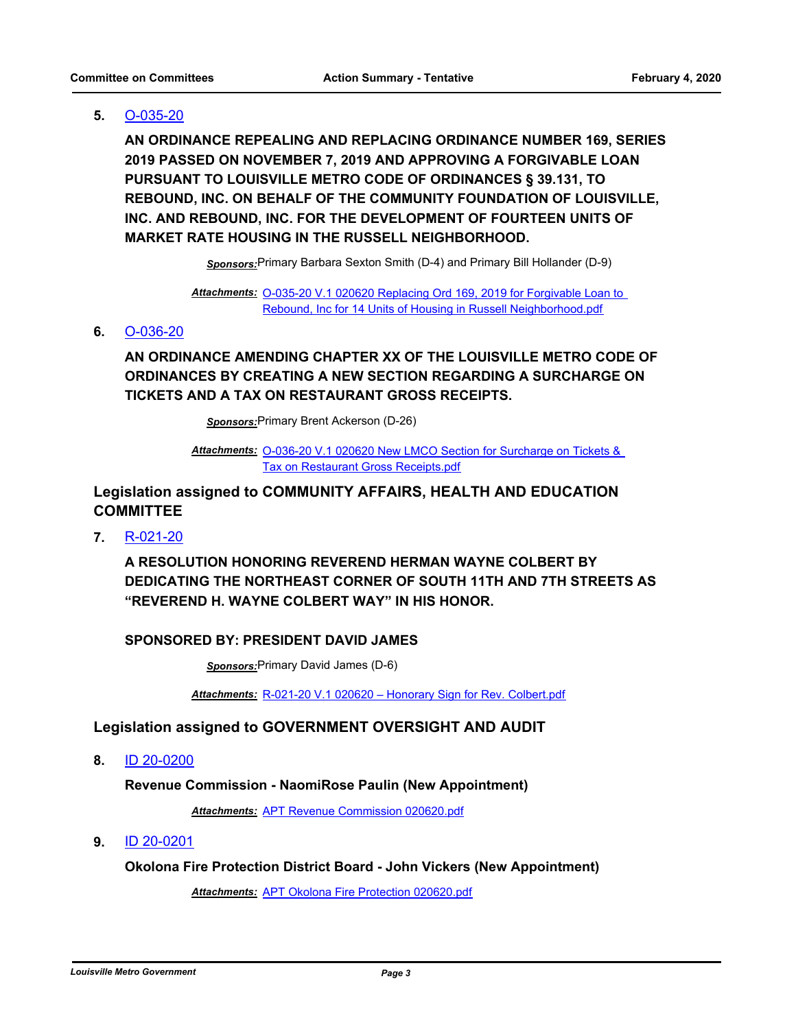5. O-035-20

**AN ORDINANCE REPEALING AND REPLACING ORDINANCE NUMBER 169, SERIES 2019 PASSED ON NOVEMBER 7, 2019 AND APPROVING A FORGIVABLE LOAN PURSUANT TO LOUISVILLE METRO CODE OF ORDINANCES § 39.131, TO REBOUND, INC. ON BEHALF OF THE COMMUNITY FOUNDATION OF LOUISVILLE, INC. AND REBOUND, INC. FOR THE DEVELOPMENT OF FOURTEEN UNITS OF MARKET RATE HOUSING IN THE RUSSELL NEIGHBORHOOD.**

***Sponsors:*** Primary Barbara Sexton Smith (D-4) and Primary Bill Hollander (D-9)

***Attachments:*** O-035-20 V.1 020620 Replacing Ord 169, 2019 for Forgivable Loan to Rebound, Inc for 14 Units of Housing in Russell Neighborhood.pdf

6. O-036-20

**AN ORDINANCE AMENDING CHAPTER XX OF THE LOUISVILLE METRO CODE OF ORDINANCES BY CREATING A NEW SECTION REGARDING A SURCHARGE ON TICKETS AND A TAX ON RESTAURANT GROSS RECEIPTS.**

***Sponsors:*** Primary Brent Ackerson (D-26)

***Attachments:*** O-036-20 V.1 020620 New LMCO Section for Surcharge on Tickets & Tax on Restaurant Gross Receipts.pdf

## Legislation assigned to COMMUNITY AFFAIRS, HEALTH AND EDUCATION COMMITTEE

7. R-021-20

**A RESOLUTION HONORING REVEREND HERMAN WAYNE COLBERT BY DEDICATING THE NORTHEAST CORNER OF SOUTH 11TH AND 7TH STREETS AS “REVEREND H. WAYNE COLBERT WAY” IN HIS HONOR.**

**SPONSORED BY: PRESIDENT DAVID JAMES**

***Sponsors:*** Primary David James (D-6)

***Attachments:*** R-021-20 V.1 020620 – Honorary Sign for Rev. Colbert.pdf

## Legislation assigned to GOVERNMENT OVERSIGHT AND AUDIT

8. ID 20-0200

**Revenue Commission - NaomiRose Paulin (New Appointment)**

***Attachments:*** APT Revenue Commission 020620.pdf

9. ID 20-0201

**Okolona Fire Protection District Board - John Vickers (New Appointment)**

***Attachments:*** APT Okolona Fire Protection 020620.pdf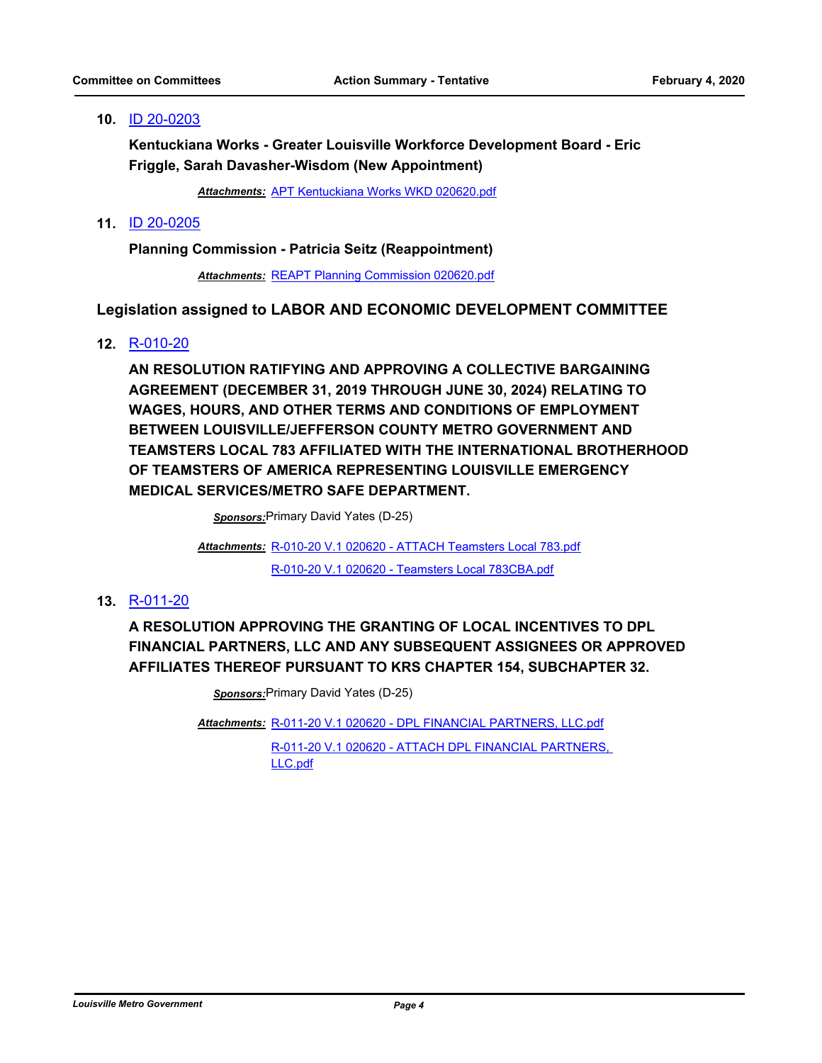**10.** ID 20-0203

**Kentuckiana Works - Greater Louisville Workforce Development Board - Eric Friggle, Sarah Davasher-Wisdom (New Appointment)**

***Attachments:*** APT Kentuckiana Works WKD 020620.pdf

**11.** ID 20-0205

**Planning Commission - Patricia Seitz (Reappointment)**

***Attachments:*** REAPT Planning Commission 020620.pdf

## Legislation assigned to LABOR AND ECONOMIC DEVELOPMENT COMMITTEE

**12.** R-010-20

**AN RESOLUTION RATIFYING AND APPROVING A COLLECTIVE BARGAINING AGREEMENT (DECEMBER 31, 2019 THROUGH JUNE 30, 2024) RELATING TO WAGES, HOURS, AND OTHER TERMS AND CONDITIONS OF EMPLOYMENT BETWEEN LOUISVILLE/JEFFERSON COUNTY METRO GOVERNMENT AND TEAMSTERS LOCAL 783 AFFILIATED WITH THE INTERNATIONAL BROTHERHOOD OF TEAMSTERS OF AMERICA REPRESENTING LOUISVILLE EMERGENCY MEDICAL SERVICES/METRO SAFE DEPARTMENT.**

***Sponsors:*** Primary David Yates (D-25)

***Attachments:*** R-010-20 V.1 020620 - ATTACH Teamsters Local 783.pdf
R-010-20 V.1 020620 - Teamsters Local 783CBA.pdf

**13.** R-011-20

**A RESOLUTION APPROVING THE GRANTING OF LOCAL INCENTIVES TO DPL FINANCIAL PARTNERS, LLC AND ANY SUBSEQUENT ASSIGNEES OR APPROVED AFFILIATES THEREOF PURSUANT TO KRS CHAPTER 154, SUBCHAPTER 32.**

***Sponsors:*** Primary David Yates (D-25)

***Attachments:*** R-011-20 V.1 020620 - DPL FINANCIAL PARTNERS, LLC.pdf
R-011-20 V.1 020620 - ATTACH DPL FINANCIAL PARTNERS, LLC.pdf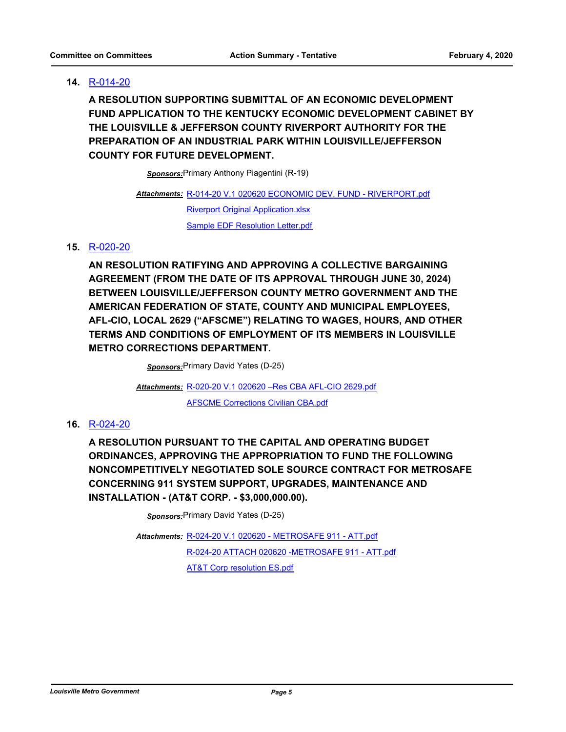**14.** R-014-20

**A RESOLUTION SUPPORTING SUBMITTAL OF AN ECONOMIC DEVELOPMENT FUND APPLICATION TO THE KENTUCKY ECONOMIC DEVELOPMENT CABINET BY THE LOUISVILLE & JEFFERSON COUNTY RIVERPORT AUTHORITY FOR THE PREPARATION OF AN INDUSTRIAL PARK WITHIN LOUISVILLE/JEFFERSON COUNTY FOR FUTURE DEVELOPMENT.**

***Sponsors:*** Primary Anthony Piagentini (R-19)

***Attachments:*** R-014-20 V.1 020620 ECONOMIC DEV. FUND - RIVERPORT.pdf
Riverport Original Application.xlsx
Sample EDF Resolution Letter.pdf

**15.** R-020-20

**AN RESOLUTION RATIFYING AND APPROVING A COLLECTIVE BARGAINING AGREEMENT (FROM THE DATE OF ITS APPROVAL THROUGH JUNE 30, 2024) BETWEEN LOUISVILLE/JEFFERSON COUNTY METRO GOVERNMENT AND THE AMERICAN FEDERATION OF STATE, COUNTY AND MUNICIPAL EMPLOYEES, AFL-CIO, LOCAL 2629 ("AFSCME") RELATING TO WAGES, HOURS, AND OTHER TERMS AND CONDITIONS OF EMPLOYMENT OF ITS MEMBERS IN LOUISVILLE METRO CORRECTIONS DEPARTMENT.**

***Sponsors:*** Primary David Yates (D-25)

***Attachments:*** R-020-20 V.1 020620 –Res CBA AFL-CIO 2629.pdf
AFSCME Corrections Civilian CBA.pdf

**16.** R-024-20

**A RESOLUTION PURSUANT TO THE CAPITAL AND OPERATING BUDGET ORDINANCES, APPROVING THE APPROPRIATION TO FUND THE FOLLOWING NONCOMPETITIVELY NEGOTIATED SOLE SOURCE CONTRACT FOR METROSAFE CONCERNING 911 SYSTEM SUPPORT, UPGRADES, MAINTENANCE AND INSTALLATION - (AT&T CORP. - $3,000,000.00).**

***Sponsors:*** Primary David Yates (D-25)

***Attachments:*** R-024-20 V.1 020620 - METROSAFE 911 - ATT.pdf
R-024-20 ATTACH 020620 -METROSAFE 911 - ATT.pdf
AT&T Corp resolution ES.pdf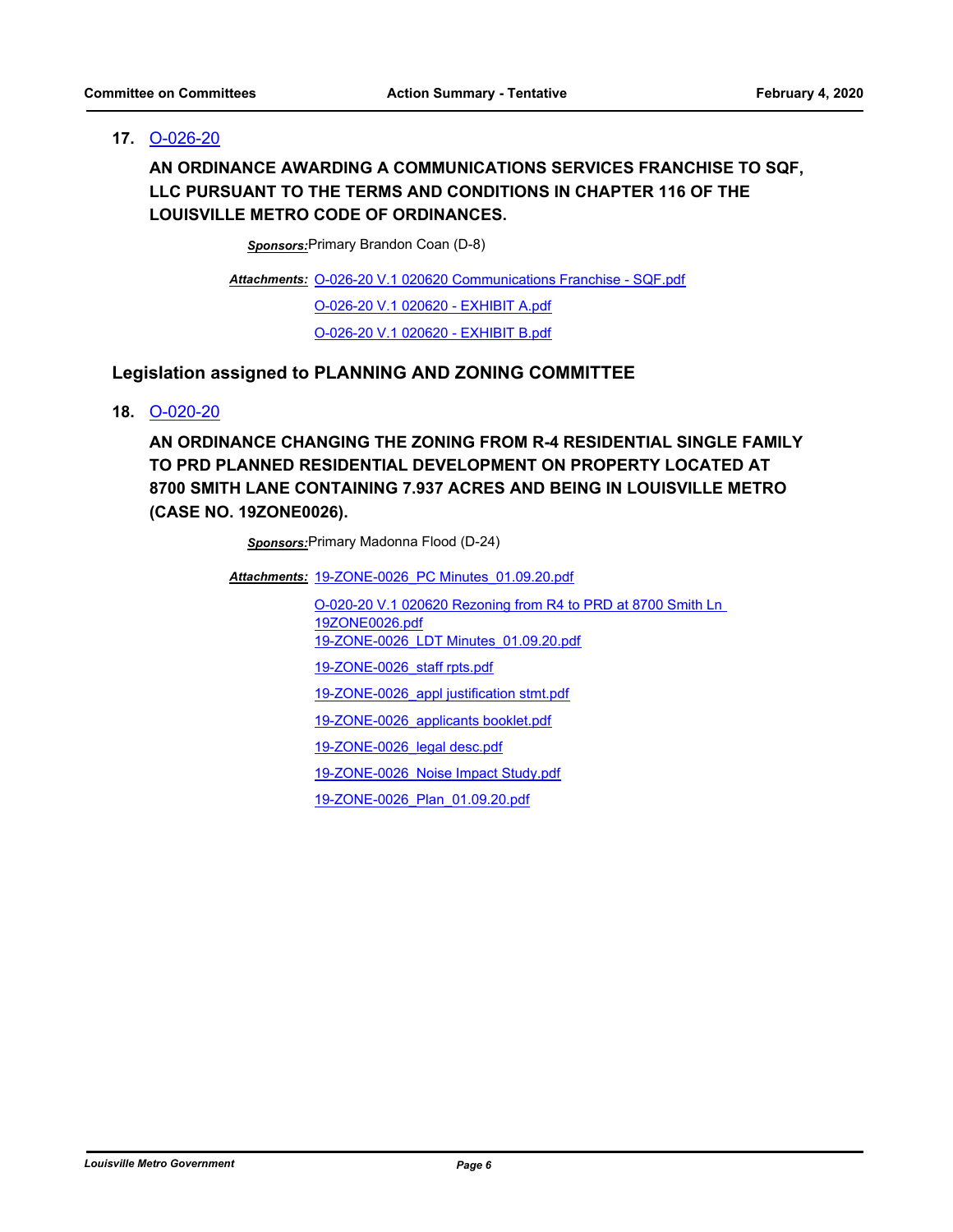**17.** O-026-20

**AN ORDINANCE AWARDING A COMMUNICATIONS SERVICES FRANCHISE TO SQF, LLC PURSUANT TO THE TERMS AND CONDITIONS IN CHAPTER 116 OF THE LOUISVILLE METRO CODE OF ORDINANCES.**

***Sponsors:*** Primary Brandon Coan (D-8)

***Attachments:*** O-026-20 V.1 020620 Communications Franchise - SQF.pdf
O-026-20 V.1 020620 - EXHIBIT A.pdf
O-026-20 V.1 020620 - EXHIBIT B.pdf

## Legislation assigned to PLANNING AND ZONING COMMITTEE

**18.** O-020-20

**AN ORDINANCE CHANGING THE ZONING FROM R-4 RESIDENTIAL SINGLE FAMILY TO PRD PLANNED RESIDENTIAL DEVELOPMENT ON PROPERTY LOCATED AT 8700 SMITH LANE CONTAINING 7.937 ACRES AND BEING IN LOUISVILLE METRO (CASE NO. 19ZONE0026).**

***Sponsors:*** Primary Madonna Flood (D-24)

***Attachments:*** 19-ZONE-0026_PC Minutes_01.09.20.pdf
O-020-20 V.1 020620 Rezoning from R4 to PRD at 8700 Smith Ln 19ZONE0026.pdf
19-ZONE-0026_LDT Minutes_01.09.20.pdf
19-ZONE-0026_staff rpts.pdf
19-ZONE-0026_appl justification stmt.pdf
19-ZONE-0026_applicants booklet.pdf
19-ZONE-0026_legal desc.pdf
19-ZONE-0026_Noise Impact Study.pdf
19-ZONE-0026_Plan_01.09.20.pdf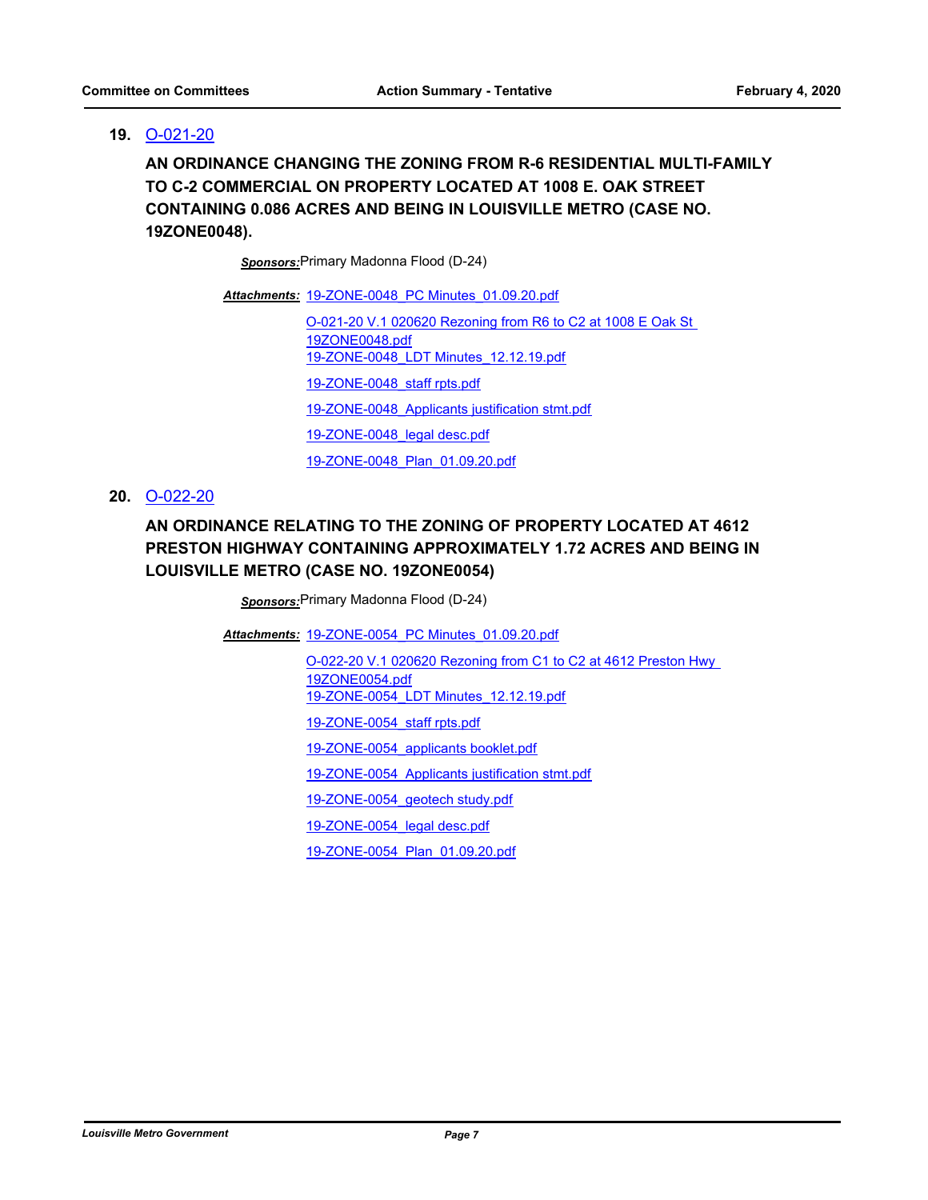**19.** O-021-20

**AN ORDINANCE CHANGING THE ZONING FROM R-6 RESIDENTIAL MULTI-FAMILY TO C-2 COMMERCIAL ON PROPERTY LOCATED AT 1008 E. OAK STREET CONTAINING 0.086 ACRES AND BEING IN LOUISVILLE METRO (CASE NO. 19ZONE0048).**

***Sponsors:*** Primary Madonna Flood (D-24)

***Attachments:*** 19-ZONE-0048_PC Minutes_01.09.20.pdf

O-021-20 V.1 020620 Rezoning from R6 to C2 at 1008 E Oak St 19ZONE0048.pdf

19-ZONE-0048_LDT Minutes_12.12.19.pdf

19-ZONE-0048_staff rpts.pdf

19-ZONE-0048_Applicants justification stmt.pdf

19-ZONE-0048_legal desc.pdf

19-ZONE-0048_Plan_01.09.20.pdf

**20.** O-022-20

**AN ORDINANCE RELATING TO THE ZONING OF PROPERTY LOCATED AT 4612 PRESTON HIGHWAY CONTAINING APPROXIMATELY 1.72 ACRES AND BEING IN LOUISVILLE METRO (CASE NO. 19ZONE0054)**

***Sponsors:*** Primary Madonna Flood (D-24)

***Attachments:*** 19-ZONE-0054_PC Minutes_01.09.20.pdf

O-022-20 V.1 020620 Rezoning from C1 to C2 at 4612 Preston Hwy 19ZONE0054.pdf

19-ZONE-0054_LDT Minutes_12.12.19.pdf

19-ZONE-0054_staff rpts.pdf

19-ZONE-0054_applicants booklet.pdf

19-ZONE-0054_Applicants justification stmt.pdf

19-ZONE-0054_geotech study.pdf

19-ZONE-0054_legal desc.pdf

19-ZONE-0054_Plan_01.09.20.pdf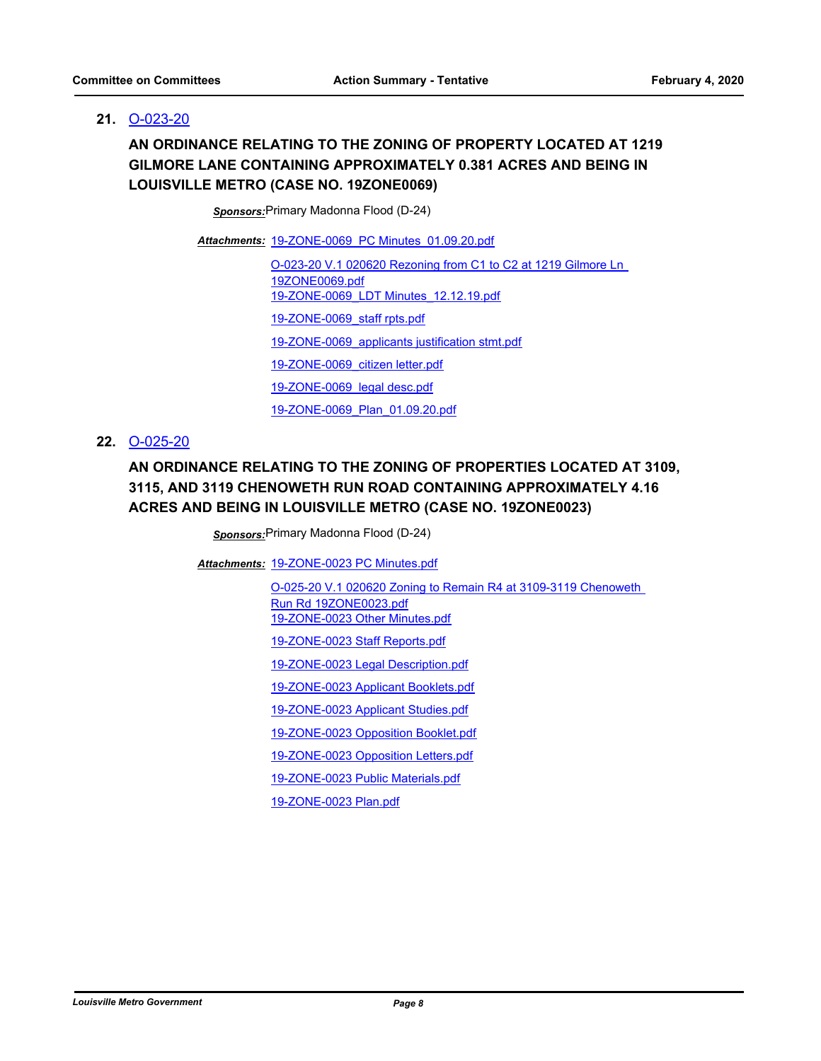**21.** O-023-20

**AN ORDINANCE RELATING TO THE ZONING OF PROPERTY LOCATED AT 1219 GILMORE LANE CONTAINING APPROXIMATELY 0.381 ACRES AND BEING IN LOUISVILLE METRO (CASE NO. 19ZONE0069)**

***Sponsors:*** Primary Madonna Flood (D-24)

***Attachments:*** 19-ZONE-0069_PC Minutes_01.09.20.pdf

O-023-20 V.1 020620 Rezoning from C1 to C2 at 1219 Gilmore Ln 19ZONE0069.pdf

19-ZONE-0069_LDT Minutes_12.12.19.pdf

19-ZONE-0069_staff rpts.pdf

19-ZONE-0069_applicants justification stmt.pdf

19-ZONE-0069_citizen letter.pdf

19-ZONE-0069_legal desc.pdf

19-ZONE-0069_Plan_01.09.20.pdf

**22.** O-025-20

**AN ORDINANCE RELATING TO THE ZONING OF PROPERTIES LOCATED AT 3109, 3115, AND 3119 CHENOWETH RUN ROAD CONTAINING APPROXIMATELY 4.16 ACRES AND BEING IN LOUISVILLE METRO (CASE NO. 19ZONE0023)**

***Sponsors:*** Primary Madonna Flood (D-24)

***Attachments:*** 19-ZONE-0023 PC Minutes.pdf

O-025-20 V.1 020620 Zoning to Remain R4 at 3109-3119 Chenoweth Run Rd 19ZONE0023.pdf

19-ZONE-0023 Other Minutes.pdf

19-ZONE-0023 Staff Reports.pdf

19-ZONE-0023 Legal Description.pdf

19-ZONE-0023 Applicant Booklets.pdf

19-ZONE-0023 Applicant Studies.pdf

19-ZONE-0023 Opposition Booklet.pdf

19-ZONE-0023 Opposition Letters.pdf

19-ZONE-0023 Public Materials.pdf

19-ZONE-0023 Plan.pdf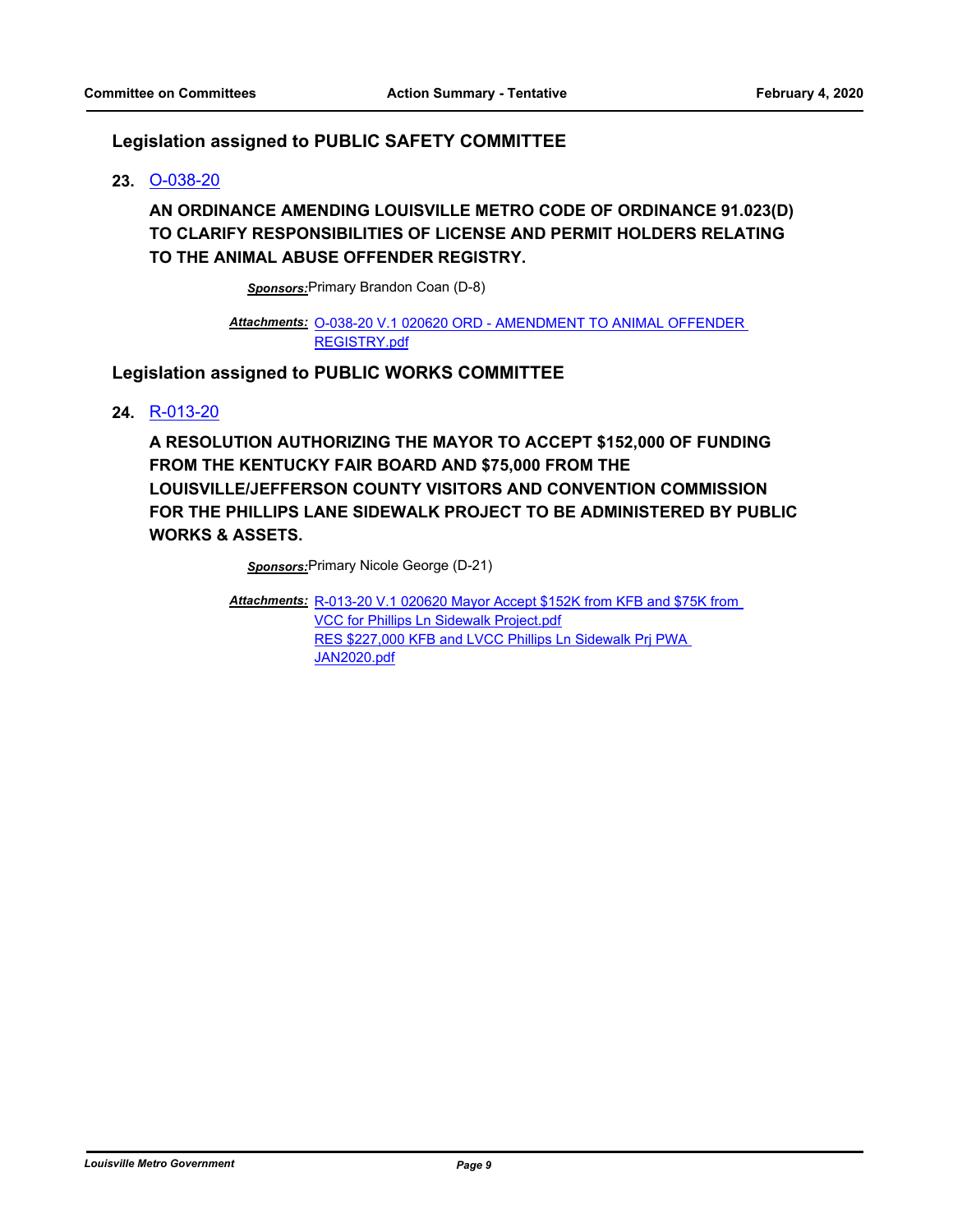## Legislation assigned to PUBLIC SAFETY COMMITTEE

**23.** O-038-20

**AN ORDINANCE AMENDING LOUISVILLE METRO CODE OF ORDINANCE 91.023(D) TO CLARIFY RESPONSIBILITIES OF LICENSE AND PERMIT HOLDERS RELATING TO THE ANIMAL ABUSE OFFENDER REGISTRY.**

***Sponsors:*** Primary Brandon Coan (D-8)

***Attachments:*** O-038-20 V.1 020620 ORD - AMENDMENT TO ANIMAL OFFENDER REGISTRY.pdf

## Legislation assigned to PUBLIC WORKS COMMITTEE

**24.** R-013-20

**A RESOLUTION AUTHORIZING THE MAYOR TO ACCEPT $152,000 OF FUNDING FROM THE KENTUCKY FAIR BOARD AND $75,000 FROM THE LOUISVILLE/JEFFERSON COUNTY VISITORS AND CONVENTION COMMISSION FOR THE PHILLIPS LANE SIDEWALK PROJECT TO BE ADMINISTERED BY PUBLIC WORKS & ASSETS.**

***Sponsors:*** Primary Nicole George (D-21)

***Attachments:*** R-013-20 V.1 020620 Mayor Accept $152K from KFB and $75K from VCC for Phillips Ln Sidewalk Project.pdf
RES $227,000 KFB and LVCC Phillips Ln Sidewalk Prj PWA JAN2020.pdf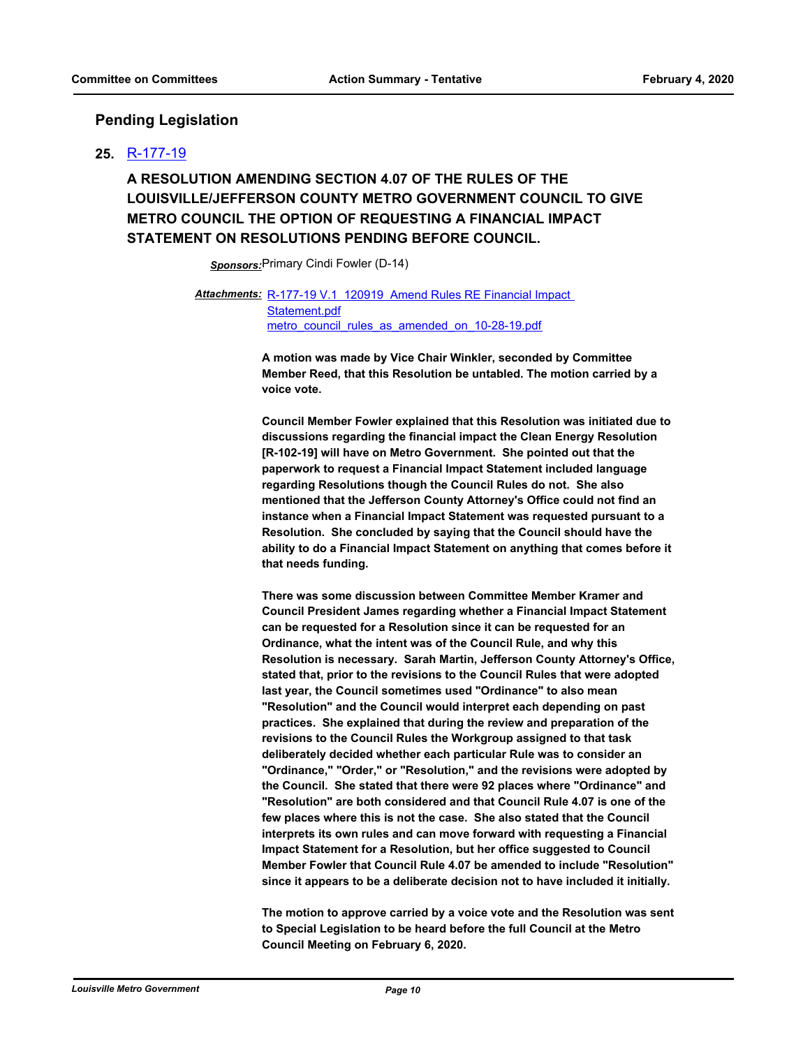## Pending Legislation

**25.** R-177-19

### A RESOLUTION AMENDING SECTION 4.07 OF THE RULES OF THE LOUISVILLE/JEFFERSON COUNTY METRO GOVERNMENT COUNCIL TO GIVE METRO COUNCIL THE OPTION OF REQUESTING A FINANCIAL IMPACT STATEMENT ON RESOLUTIONS PENDING BEFORE COUNCIL.

***Sponsors:*** Primary Cindi Fowler (D-14)

***Attachments:*** R-177-19 V.1 120919 Amend Rules RE Financial Impact Statement.pdf
metro_council_rules_as_amended_on_10-28-19.pdf

**A motion was made by Vice Chair Winkler, seconded by Committee Member Reed, that this Resolution be untabled. The motion carried by a voice vote.**

**Council Member Fowler explained that this Resolution was initiated due to discussions regarding the financial impact the Clean Energy Resolution [R-102-19] will have on Metro Government. She pointed out that the paperwork to request a Financial Impact Statement included language regarding Resolutions though the Council Rules do not. She also mentioned that the Jefferson County Attorney's Office could not find an instance when a Financial Impact Statement was requested pursuant to a Resolution. She concluded by saying that the Council should have the ability to do a Financial Impact Statement on anything that comes before it that needs funding.**

**There was some discussion between Committee Member Kramer and Council President James regarding whether a Financial Impact Statement can be requested for a Resolution since it can be requested for an Ordinance, what the intent was of the Council Rule, and why this Resolution is necessary. Sarah Martin, Jefferson County Attorney's Office, stated that, prior to the revisions to the Council Rules that were adopted last year, the Council sometimes used "Ordinance" to also mean "Resolution" and the Council would interpret each depending on past practices. She explained that during the review and preparation of the revisions to the Council Rules the Workgroup assigned to that task deliberately decided whether each particular Rule was to consider an "Ordinance," "Order," or "Resolution," and the revisions were adopted by the Council. She stated that there were 92 places where "Ordinance" and "Resolution" are both considered and that Council Rule 4.07 is one of the few places where this is not the case. She also stated that the Council interprets its own rules and can move forward with requesting a Financial Impact Statement for a Resolution, but her office suggested to Council Member Fowler that Council Rule 4.07 be amended to include "Resolution" since it appears to be a deliberate decision not to have included it initially.**

**The motion to approve carried by a voice vote and the Resolution was sent to Special Legislation to be heard before the full Council at the Metro Council Meeting on February 6, 2020.**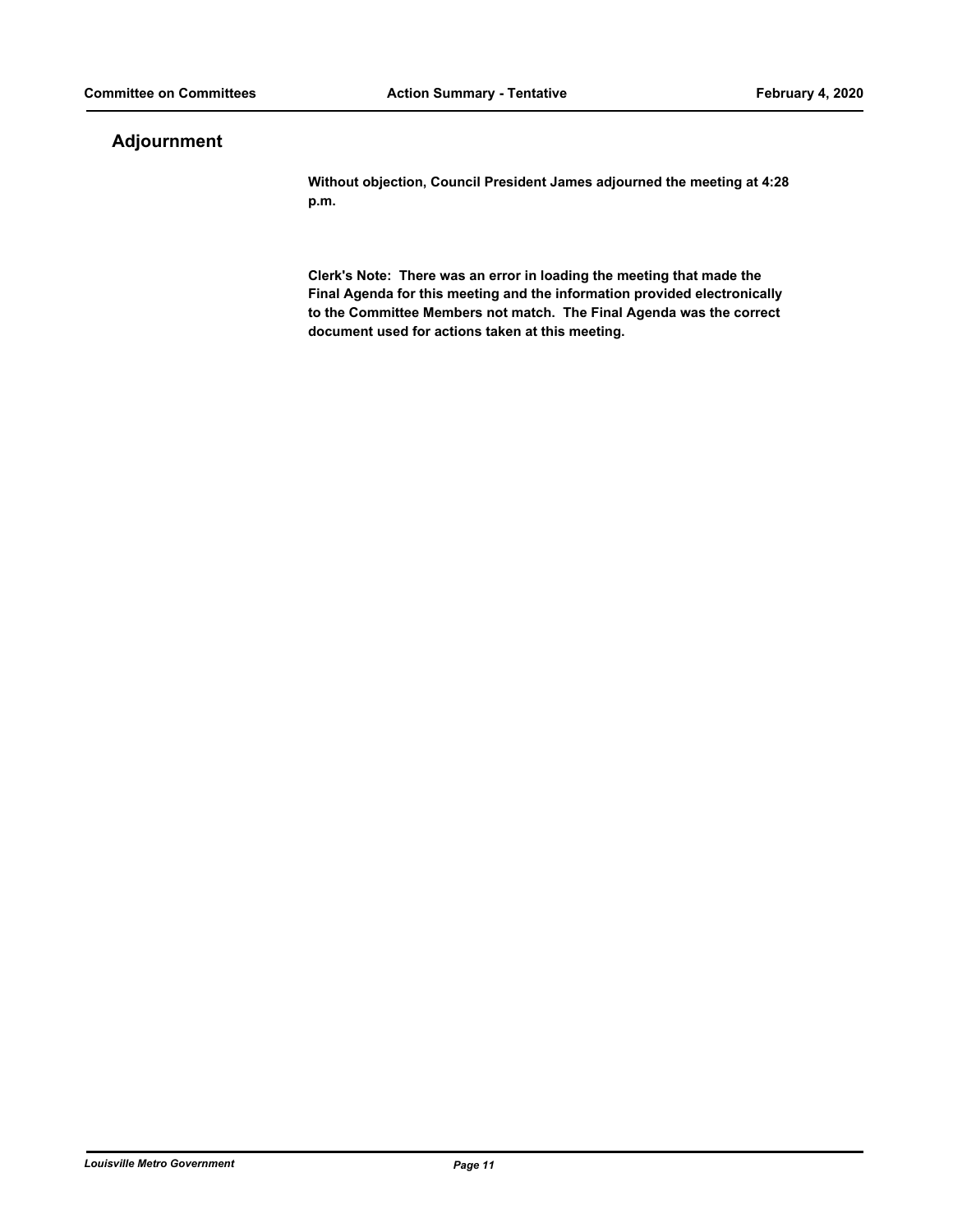## Adjournment

**Without objection, Council President James adjourned the meeting at 4:28 p.m.**

**Clerk's Note: There was an error in loading the meeting that made the Final Agenda for this meeting and the information provided electronically to the Committee Members not match. The Final Agenda was the correct document used for actions taken at this meeting.**